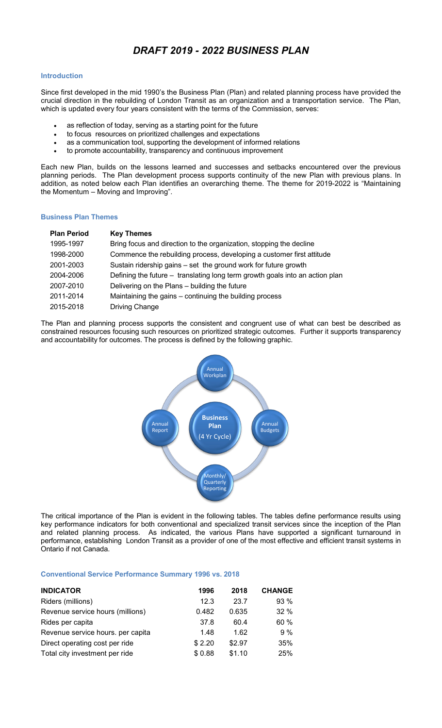# *DRAFT 2019 - 2022 BUSINESS PLAN*

## Introduction

Since first developed in the mid 1990's the Business Plan (Plan) and related planning process have provided the crucial direction in the rebuilding of London Transit as an organization and a transportation service. The Plan, which is updated every four years consistent with the terms of the Commission, serves:

- as reflection of today, serving as a starting point for the future
- to focus resources on prioritized challenges and expectations
- as a communication tool, supporting the development of informed relations
- to promote accountability, transparency and continuous improvement

Each new Plan, builds on the lessons learned and successes and setbacks encountered over the previous planning periods. The Plan development process supports continuity of the new Plan with previous plans. In addition, as noted below each Plan identifies an overarching theme. The theme for 2019-2022 is "Maintaining the Momentum – Moving and Improving".

## Business Plan Themes

| Plan Period | Key Themes |
|---|---|
| 1995-1997 | Bring focus and direction to the organization, stopping the decline |
| 1998-2000 | Commence the rebuilding process, developing a customer first attitude |
| 2001-2003 | Sustain ridership gains – set the ground work for future growth |
| 2004-2006 | Defining the future – translating long term growth goals into an action plan |
| 2007-2010 | Delivering on the Plans – building the future |
| 2011-2014 | Maintaining the gains – continuing the building process |
| 2015-2018 | Driving Change |

The Plan and planning process supports the consistent and congruent use of what can best be described as constrained resources focusing such resources on prioritized strategic outcomes. Further it supports transparency and accountability for outcomes. The process is defined by the following graphic.

Business Plan (4 Yr Cycle) — Annual Workplan → Annual Budgets → Monthly/Quarterly Reporting → Annual Report

The critical importance of the Plan is evident in the following tables. The tables define performance results using key performance indicators for both conventional and specialized transit services since the inception of the Plan and related planning process. As indicated, the various Plans have supported a significant turnaround in performance, establishing London Transit as a provider of one of the most effective and efficient transit systems in Ontario if not Canada.

## Conventional Service Performance Summary 1996 vs. 2018

| INDICATOR | 1996 | 2018 | CHANGE |
|---|---|---|---|
| Riders (millions) | 12.3 | 23.7 | 93 % |
| Revenue service hours (millions) | 0.482 | 0.635 | 32 % |
| Rides per capita | 37.8 | 60.4 | 60 % |
| Revenue service hours. per capita | 1.48 | 1.62 | 9 % |
| Direct operating cost per ride | $ 2.20 | $2.97 | 35% |
| Total city investment per ride | $ 0.88 | $1.10 | 25% |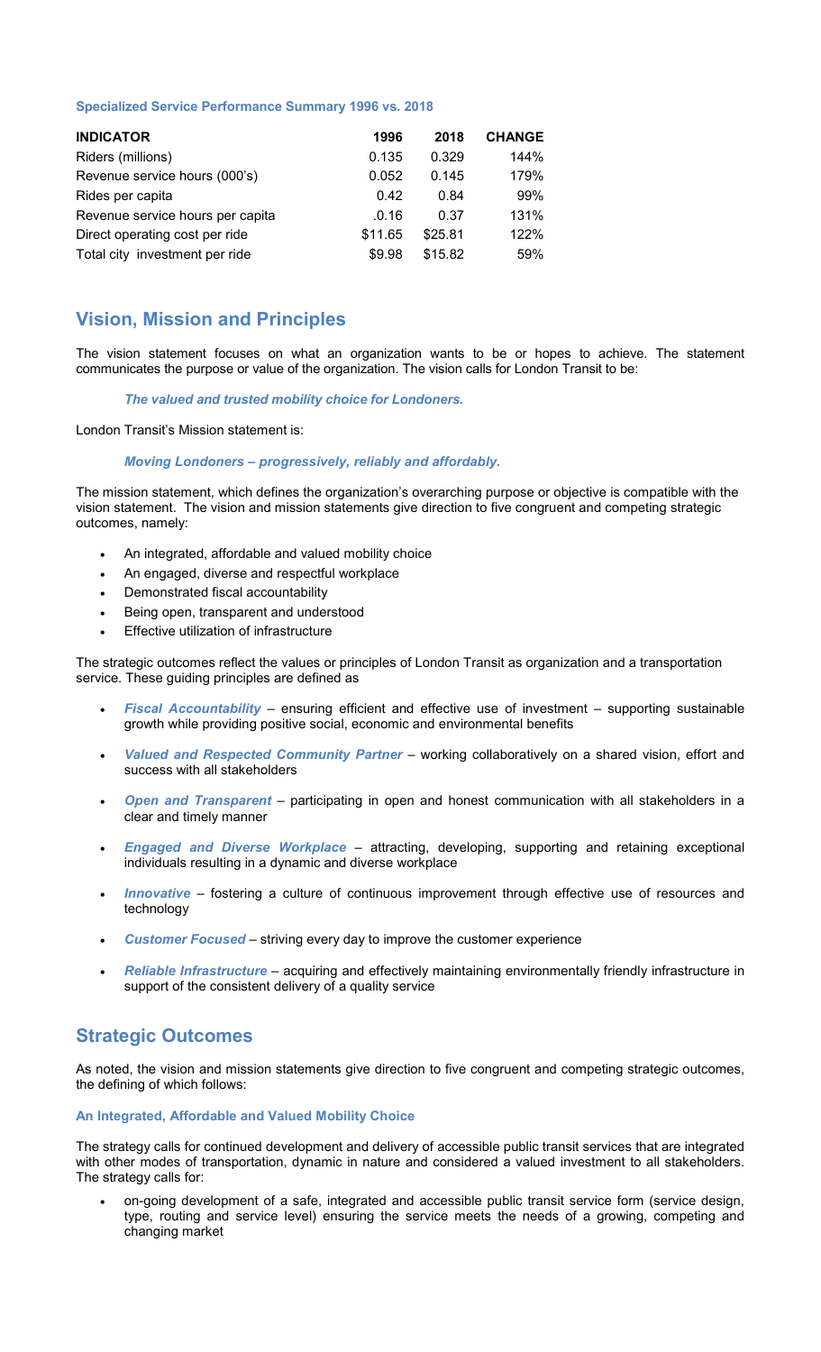#### Specialized Service Performance Summary 1996 vs. 2018

| INDICATOR | 1996 | 2018 | CHANGE |
|---|---|---|---|
| Riders (millions) | 0.135 | 0.329 | 144% |
| Revenue service hours (000's) | 0.052 | 0.145 | 179% |
| Rides per capita | 0.42 | 0.84 | 99% |
| Revenue service hours per capita | .0.16 | 0.37 | 131% |
| Direct operating cost per ride | $11.65 | $25.81 | 122% |
| Total city investment per ride | $9.98 | $15.82 | 59% |

## Vision, Mission and Principles

The vision statement focuses on what an organization wants to be or hopes to achieve. The statement communicates the purpose or value of the organization. The vision calls for London Transit to be:

***The valued and trusted mobility choice for Londoners.***

London Transit's Mission statement is:

***Moving Londoners – progressively, reliably and affordably.***

The mission statement, which defines the organization's overarching purpose or objective is compatible with the vision statement. The vision and mission statements give direction to five congruent and competing strategic outcomes, namely:

- An integrated, affordable and valued mobility choice
- An engaged, diverse and respectful workplace
- Demonstrated fiscal accountability
- Being open, transparent and understood
- Effective utilization of infrastructure

The strategic outcomes reflect the values or principles of London Transit as organization and a transportation service. These guiding principles are defined as

- ***Fiscal Accountability*** – ensuring efficient and effective use of investment – supporting sustainable growth while providing positive social, economic and environmental benefits
- ***Valued and Respected Community Partner*** – working collaboratively on a shared vision, effort and success with all stakeholders
- ***Open and Transparent*** – participating in open and honest communication with all stakeholders in a clear and timely manner
- ***Engaged and Diverse Workplace*** – attracting, developing, supporting and retaining exceptional individuals resulting in a dynamic and diverse workplace
- ***Innovative*** – fostering a culture of continuous improvement through effective use of resources and technology
- ***Customer Focused*** – striving every day to improve the customer experience
- ***Reliable Infrastructure*** – acquiring and effectively maintaining environmentally friendly infrastructure in support of the consistent delivery of a quality service

## Strategic Outcomes

As noted, the vision and mission statements give direction to five congruent and competing strategic outcomes, the defining of which follows:

#### An Integrated, Affordable and Valued Mobility Choice

The strategy calls for continued development and delivery of accessible public transit services that are integrated with other modes of transportation, dynamic in nature and considered a valued investment to all stakeholders. The strategy calls for:

- on-going development of a safe, integrated and accessible public transit service form (service design, type, routing and service level) ensuring the service meets the needs of a growing, competing and changing market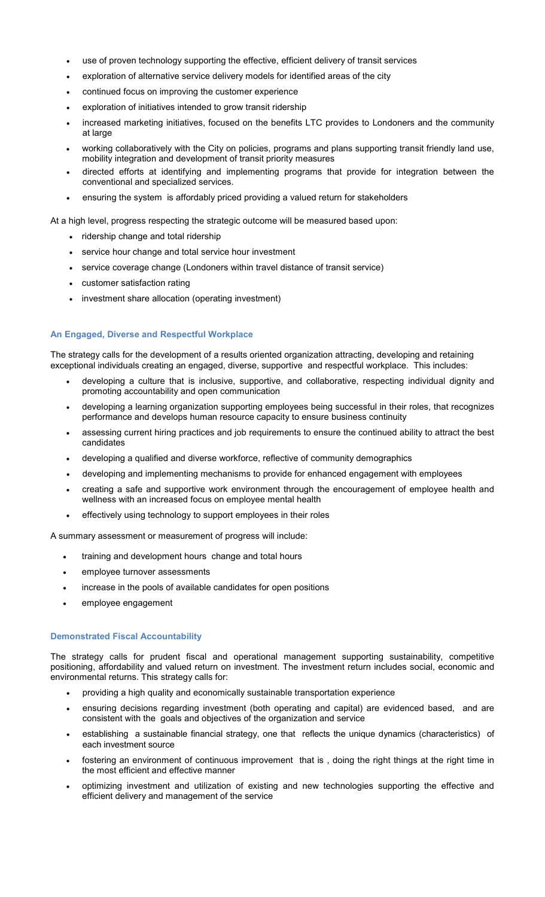- use of proven technology supporting the effective, efficient delivery of transit services
- exploration of alternative service delivery models for identified areas of the city
- continued focus on improving the customer experience
- exploration of initiatives intended to grow transit ridership
- increased marketing initiatives, focused on the benefits LTC provides to Londoners and the community at large
- working collaboratively with the City on policies, programs and plans supporting transit friendly land use, mobility integration and development of transit priority measures
- directed efforts at identifying and implementing programs that provide for integration between the conventional and specialized services.
- ensuring the system is affordably priced providing a valued return for stakeholders

At a high level, progress respecting the strategic outcome will be measured based upon:

- ridership change and total ridership
- service hour change and total service hour investment
- service coverage change (Londoners within travel distance of transit service)
- customer satisfaction rating
- investment share allocation (operating investment)

### An Engaged, Diverse and Respectful Workplace

The strategy calls for the development of a results oriented organization attracting, developing and retaining exceptional individuals creating an engaged, diverse, supportive and respectful workplace. This includes:

- developing a culture that is inclusive, supportive, and collaborative, respecting individual dignity and promoting accountability and open communication
- developing a learning organization supporting employees being successful in their roles, that recognizes performance and develops human resource capacity to ensure business continuity
- assessing current hiring practices and job requirements to ensure the continued ability to attract the best candidates
- developing a qualified and diverse workforce, reflective of community demographics
- developing and implementing mechanisms to provide for enhanced engagement with employees
- creating a safe and supportive work environment through the encouragement of employee health and wellness with an increased focus on employee mental health
- effectively using technology to support employees in their roles

A summary assessment or measurement of progress will include:

- training and development hours change and total hours
- employee turnover assessments
- increase in the pools of available candidates for open positions
- employee engagement

### Demonstrated Fiscal Accountability

The strategy calls for prudent fiscal and operational management supporting sustainability, competitive positioning, affordability and valued return on investment. The investment return includes social, economic and environmental returns. This strategy calls for:

- providing a high quality and economically sustainable transportation experience
- ensuring decisions regarding investment (both operating and capital) are evidenced based, and are consistent with the goals and objectives of the organization and service
- establishing a sustainable financial strategy, one that reflects the unique dynamics (characteristics) of each investment source
- fostering an environment of continuous improvement that is , doing the right things at the right time in the most efficient and effective manner
- optimizing investment and utilization of existing and new technologies supporting the effective and efficient delivery and management of the service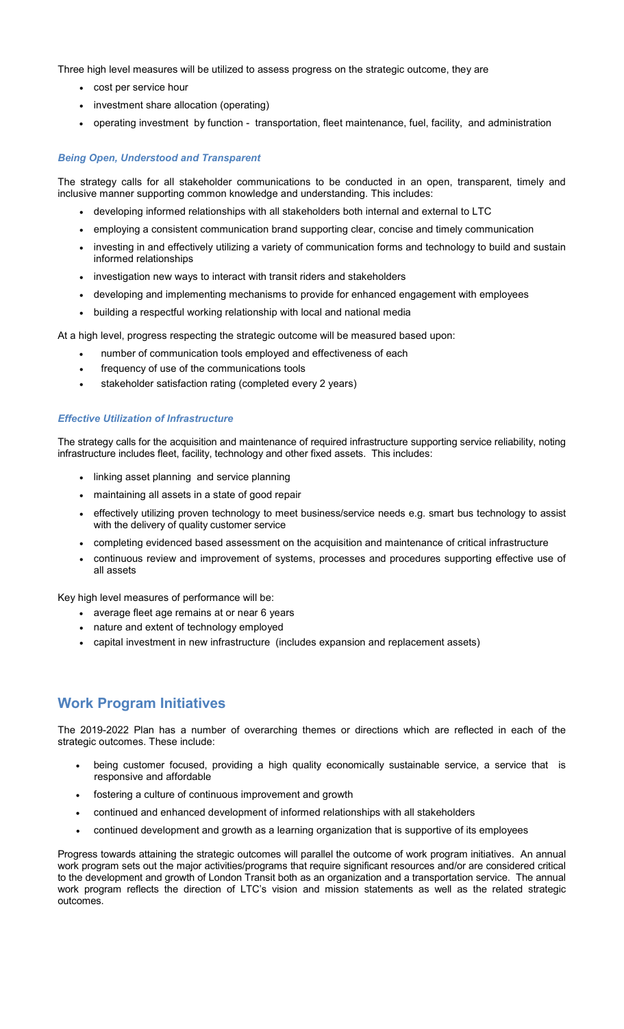Three high level measures will be utilized to assess progress on the strategic outcome, they are

- cost per service hour
- investment share allocation (operating)
- operating investment by function - transportation, fleet maintenance, fuel, facility, and administration

### *Being Open, Understood and Transparent*

The strategy calls for all stakeholder communications to be conducted in an open, transparent, timely and inclusive manner supporting common knowledge and understanding. This includes:

- developing informed relationships with all stakeholders both internal and external to LTC
- employing a consistent communication brand supporting clear, concise and timely communication
- investing in and effectively utilizing a variety of communication forms and technology to build and sustain informed relationships
- investigation new ways to interact with transit riders and stakeholders
- developing and implementing mechanisms to provide for enhanced engagement with employees
- building a respectful working relationship with local and national media

At a high level, progress respecting the strategic outcome will be measured based upon:

- number of communication tools employed and effectiveness of each
- frequency of use of the communications tools
- stakeholder satisfaction rating (completed every 2 years)

### *Effective Utilization of Infrastructure*

The strategy calls for the acquisition and maintenance of required infrastructure supporting service reliability, noting infrastructure includes fleet, facility, technology and other fixed assets. This includes:

- linking asset planning and service planning
- maintaining all assets in a state of good repair
- effectively utilizing proven technology to meet business/service needs e.g. smart bus technology to assist with the delivery of quality customer service
- completing evidenced based assessment on the acquisition and maintenance of critical infrastructure
- continuous review and improvement of systems, processes and procedures supporting effective use of all assets

Key high level measures of performance will be:

- average fleet age remains at or near 6 years
- nature and extent of technology employed
- capital investment in new infrastructure (includes expansion and replacement assets)

## Work Program Initiatives

The 2019-2022 Plan has a number of overarching themes or directions which are reflected in each of the strategic outcomes. These include:

- being customer focused, providing a high quality economically sustainable service, a service that is responsive and affordable
- fostering a culture of continuous improvement and growth
- continued and enhanced development of informed relationships with all stakeholders
- continued development and growth as a learning organization that is supportive of its employees

Progress towards attaining the strategic outcomes will parallel the outcome of work program initiatives. An annual work program sets out the major activities/programs that require significant resources and/or are considered critical to the development and growth of London Transit both as an organization and a transportation service. The annual work program reflects the direction of LTC's vision and mission statements as well as the related strategic outcomes.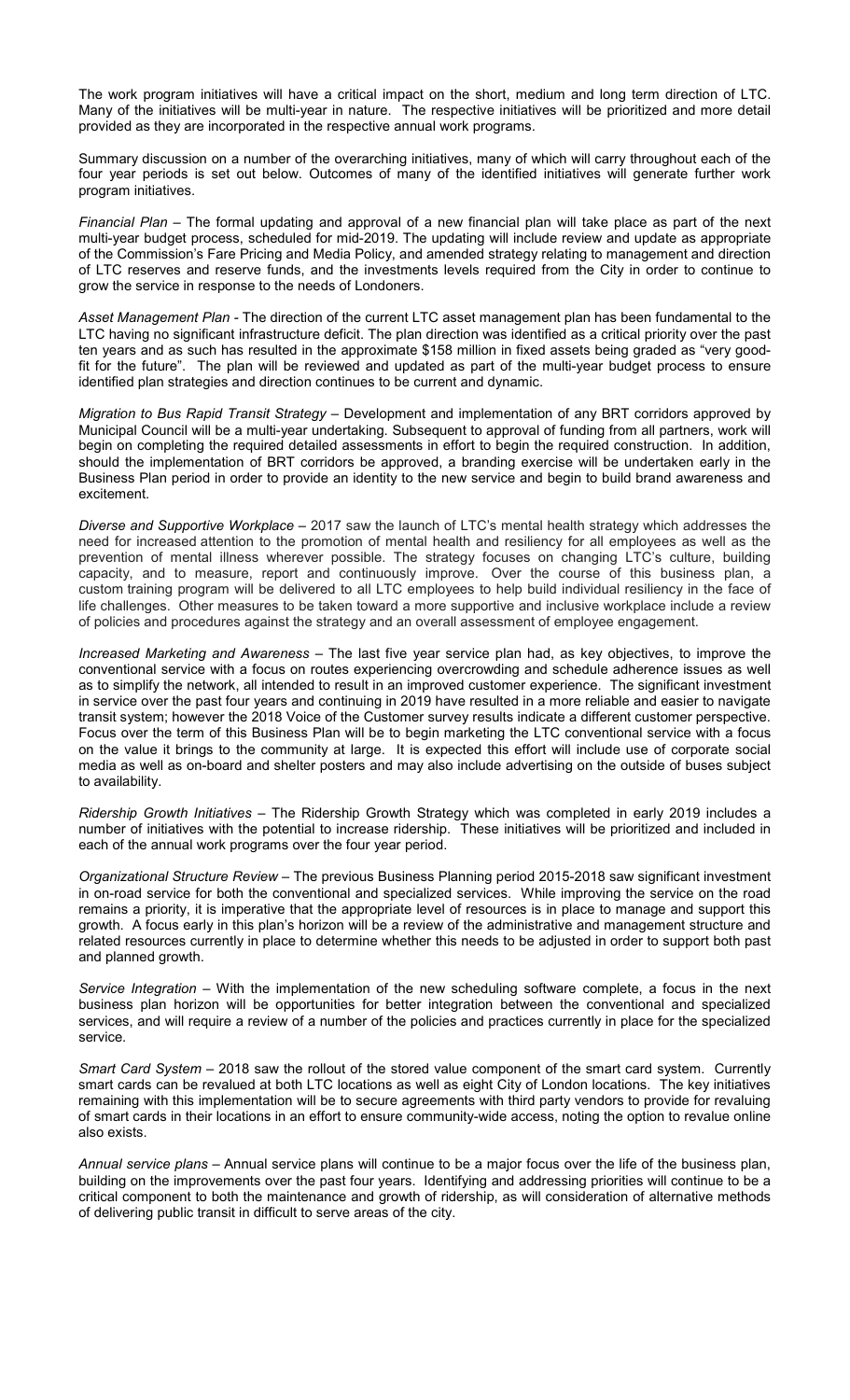The work program initiatives will have a critical impact on the short, medium and long term direction of LTC. Many of the initiatives will be multi-year in nature. The respective initiatives will be prioritized and more detail provided as they are incorporated in the respective annual work programs.

Summary discussion on a number of the overarching initiatives, many of which will carry throughout each of the four year periods is set out below. Outcomes of many of the identified initiatives will generate further work program initiatives.

*Financial Plan* – The formal updating and approval of a new financial plan will take place as part of the next multi-year budget process, scheduled for mid-2019. The updating will include review and update as appropriate of the Commission's Fare Pricing and Media Policy, and amended strategy relating to management and direction of LTC reserves and reserve funds, and the investments levels required from the City in order to continue to grow the service in response to the needs of Londoners.

*Asset Management Plan* - The direction of the current LTC asset management plan has been fundamental to the LTC having no significant infrastructure deficit. The plan direction was identified as a critical priority over the past ten years and as such has resulted in the approximate $158 million in fixed assets being graded as "very good-fit for the future". The plan will be reviewed and updated as part of the multi-year budget process to ensure identified plan strategies and direction continues to be current and dynamic.

*Migration to Bus Rapid Transit Strategy* – Development and implementation of any BRT corridors approved by Municipal Council will be a multi-year undertaking. Subsequent to approval of funding from all partners, work will begin on completing the required detailed assessments in effort to begin the required construction. In addition, should the implementation of BRT corridors be approved, a branding exercise will be undertaken early in the Business Plan period in order to provide an identity to the new service and begin to build brand awareness and excitement.

*Diverse and Supportive Workplace* – 2017 saw the launch of LTC's mental health strategy which addresses the need for increased attention to the promotion of mental health and resiliency for all employees as well as the prevention of mental illness wherever possible. The strategy focuses on changing LTC's culture, building capacity, and to measure, report and continuously improve. Over the course of this business plan, a custom training program will be delivered to all LTC employees to help build individual resiliency in the face of life challenges. Other measures to be taken toward a more supportive and inclusive workplace include a review of policies and procedures against the strategy and an overall assessment of employee engagement.

*Increased Marketing and Awareness* – The last five year service plan had, as key objectives, to improve the conventional service with a focus on routes experiencing overcrowding and schedule adherence issues as well as to simplify the network, all intended to result in an improved customer experience. The significant investment in service over the past four years and continuing in 2019 have resulted in a more reliable and easier to navigate transit system; however the 2018 Voice of the Customer survey results indicate a different customer perspective. Focus over the term of this Business Plan will be to begin marketing the LTC conventional service with a focus on the value it brings to the community at large. It is expected this effort will include use of corporate social media as well as on-board and shelter posters and may also include advertising on the outside of buses subject to availability.

*Ridership Growth Initiatives* – The Ridership Growth Strategy which was completed in early 2019 includes a number of initiatives with the potential to increase ridership. These initiatives will be prioritized and included in each of the annual work programs over the four year period.

*Organizational Structure Review* – The previous Business Planning period 2015-2018 saw significant investment in on-road service for both the conventional and specialized services. While improving the service on the road remains a priority, it is imperative that the appropriate level of resources is in place to manage and support this growth. A focus early in this plan's horizon will be a review of the administrative and management structure and related resources currently in place to determine whether this needs to be adjusted in order to support both past and planned growth.

*Service Integration* – With the implementation of the new scheduling software complete, a focus in the next business plan horizon will be opportunities for better integration between the conventional and specialized services, and will require a review of a number of the policies and practices currently in place for the specialized service.

*Smart Card System* – 2018 saw the rollout of the stored value component of the smart card system. Currently smart cards can be revalued at both LTC locations as well as eight City of London locations. The key initiatives remaining with this implementation will be to secure agreements with third party vendors to provide for revaluing of smart cards in their locations in an effort to ensure community-wide access, noting the option to revalue online also exists.

*Annual service plans* – Annual service plans will continue to be a major focus over the life of the business plan, building on the improvements over the past four years. Identifying and addressing priorities will continue to be a critical component to both the maintenance and growth of ridership, as will consideration of alternative methods of delivering public transit in difficult to serve areas of the city.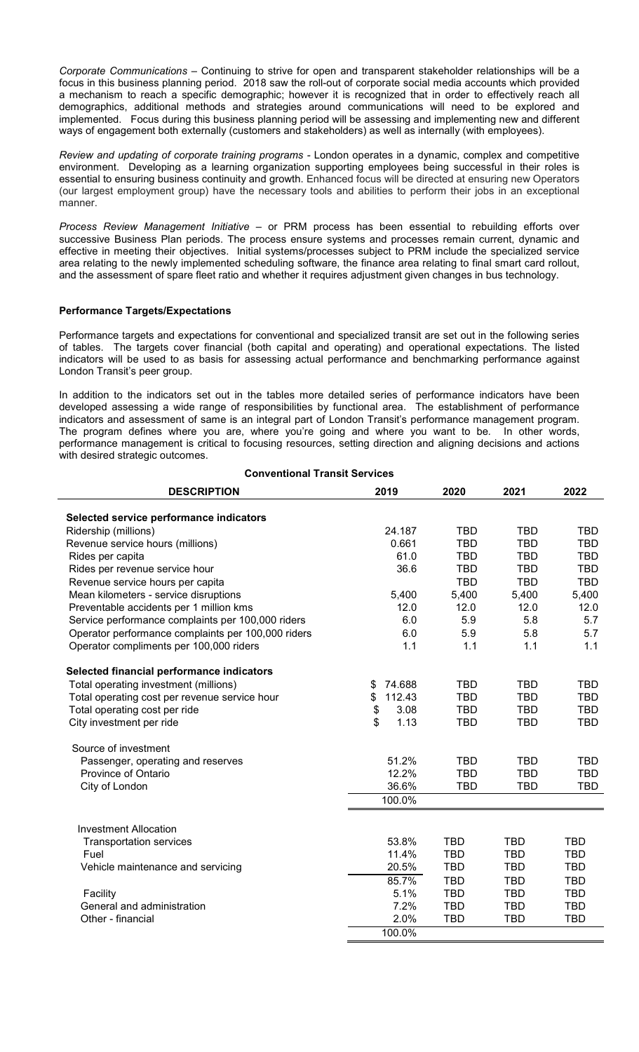*Corporate Communications* – Continuing to strive for open and transparent stakeholder relationships will be a focus in this business planning period. 2018 saw the roll-out of corporate social media accounts which provided a mechanism to reach a specific demographic; however it is recognized that in order to effectively reach all demographics, additional methods and strategies around communications will need to be explored and implemented. Focus during this business planning period will be assessing and implementing new and different ways of engagement both externally (customers and stakeholders) as well as internally (with employees).

*Review and updating of corporate training programs* - London operates in a dynamic, complex and competitive environment. Developing as a learning organization supporting employees being successful in their roles is essential to ensuring business continuity and growth. Enhanced focus will be directed at ensuring new Operators (our largest employment group) have the necessary tools and abilities to perform their jobs in an exceptional manner.

*Process Review Management Initiative* – or PRM process has been essential to rebuilding efforts over successive Business Plan periods. The process ensure systems and processes remain current, dynamic and effective in meeting their objectives. Initial systems/processes subject to PRM include the specialized service area relating to the newly implemented scheduling software, the finance area relating to final smart card rollout, and the assessment of spare fleet ratio and whether it requires adjustment given changes in bus technology.

### Performance Targets/Expectations

Performance targets and expectations for conventional and specialized transit are set out in the following series of tables. The targets cover financial (both capital and operating) and operational expectations. The listed indicators will be used to as basis for assessing actual performance and benchmarking performance against London Transit's peer group.

In addition to the indicators set out in the tables more detailed series of performance indicators have been developed assessing a wide range of responsibilities by functional area. The establishment of performance indicators and assessment of same is an integral part of London Transit's performance management program. The program defines where you are, where you're going and where you want to be. In other words, performance management is critical to focusing resources, setting direction and aligning decisions and actions with desired strategic outcomes.

**Conventional Transit Services**

| DESCRIPTION | 2019 | 2020 | 2021 | 2022 |
|---|---|---|---|---|
| **Selected service performance indicators** | | | | |
| Ridership (millions) | 24.187 | TBD | TBD | TBD |
| Revenue service hours (millions) | 0.661 | TBD | TBD | TBD |
| Rides per capita | 61.0 | TBD | TBD | TBD |
| Rides per revenue service hour | 36.6 | TBD | TBD | TBD |
| Revenue service hours per capita | | TBD | TBD | TBD |
| Mean kilometers - service disruptions | 5,400 | 5,400 | 5,400 | 5,400 |
| Preventable accidents per 1 million kms | 12.0 | 12.0 | 12.0 | 12.0 |
| Service performance complaints per 100,000 riders | 6.0 | 5.9 | 5.8 | 5.7 |
| Operator performance complaints per 100,000 riders | 6.0 | 5.9 | 5.8 | 5.7 |
| Operator compliments per 100,000 riders | 1.1 | 1.1 | 1.1 | 1.1 |
| **Selected financial performance indicators** | | | | |
| Total operating investment (millions) | $ 74.688 | TBD | TBD | TBD |
| Total operating cost per revenue service hour | $ 112.43 | TBD | TBD | TBD |
| Total operating cost per ride | $ 3.08 | TBD | TBD | TBD |
| City investment per ride | $ 1.13 | TBD | TBD | TBD |
| Source of investment | | | | |
| Passenger, operating and reserves | 51.2% | TBD | TBD | TBD |
| Province of Ontario | 12.2% | TBD | TBD | TBD |
| City of London | 36.6% | TBD | TBD | TBD |
| | 100.0% | | | |
| Investment Allocation | | | | |
| Transportation services | 53.8% | TBD | TBD | TBD |
| Fuel | 11.4% | TBD | TBD | TBD |
| Vehicle maintenance and servicing | 20.5% | TBD | TBD | TBD |
| | 85.7% | TBD | TBD | TBD |
| Facility | 5.1% | TBD | TBD | TBD |
| General and administration | 7.2% | TBD | TBD | TBD |
| Other - financial | 2.0% | TBD | TBD | TBD |
| | 100.0% | | | |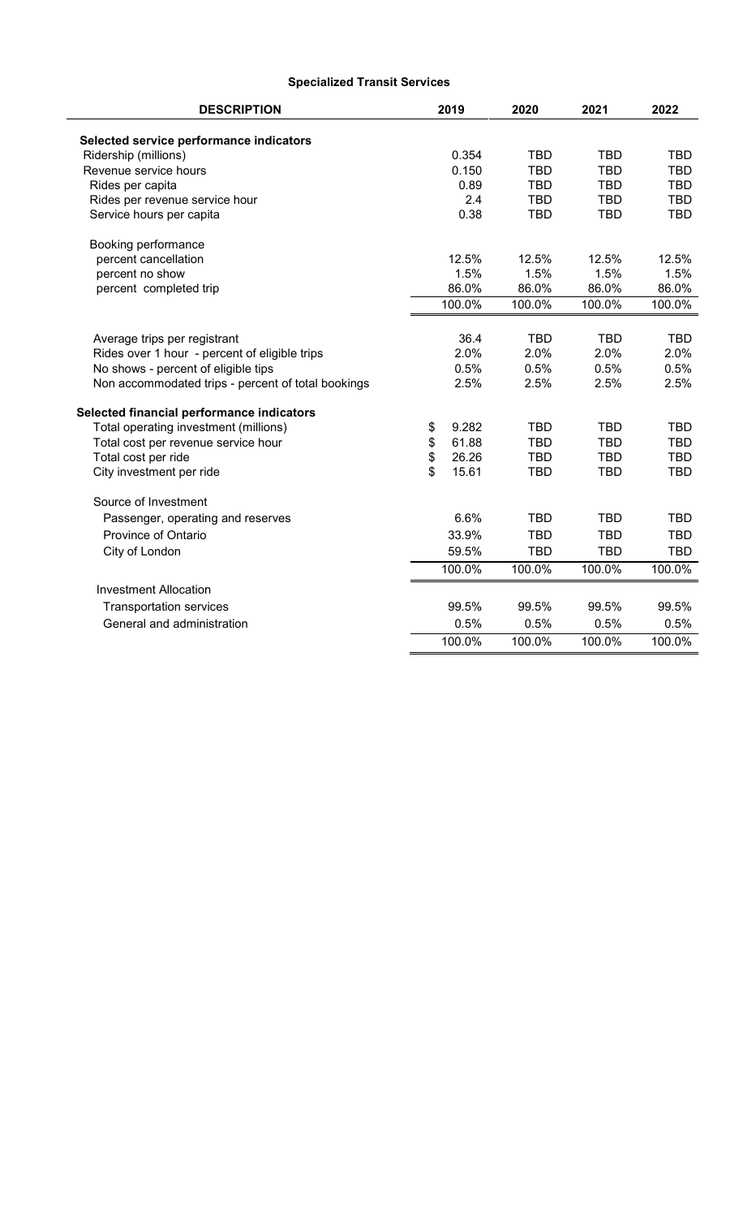**Specialized Transit Services**

| DESCRIPTION | 2019 | 2020 | 2021 | 2022 |
|---|---|---|---|---|
| **Selected service performance indicators** | | | | |
| Ridership (millions) | 0.354 | TBD | TBD | TBD |
| Revenue service hours | 0.150 | TBD | TBD | TBD |
| Rides per capita | 0.89 | TBD | TBD | TBD |
| Rides per revenue service hour | 2.4 | TBD | TBD | TBD |
| Service hours per capita | 0.38 | TBD | TBD | TBD |
| Booking performance | | | | |
| percent cancellation | 12.5% | 12.5% | 12.5% | 12.5% |
| percent no show | 1.5% | 1.5% | 1.5% | 1.5% |
| percent completed trip | 86.0% | 86.0% | 86.0% | 86.0% |
| | 100.0% | 100.0% | 100.0% | 100.0% |
| Average trips per registrant | 36.4 | TBD | TBD | TBD |
| Rides over 1 hour - percent of eligible trips | 2.0% | 2.0% | 2.0% | 2.0% |
| No shows - percent of eligible tips | 0.5% | 0.5% | 0.5% | 0.5% |
| Non accommodated trips - percent of total bookings | 2.5% | 2.5% | 2.5% | 2.5% |
| **Selected financial performance indicators** | | | | |
| Total operating investment (millions) | $ 9.282 | TBD | TBD | TBD |
| Total cost per revenue service hour | $ 61.88 | TBD | TBD | TBD |
| Total cost per ride | $ 26.26 | TBD | TBD | TBD |
| City investment per ride | $ 15.61 | TBD | TBD | TBD |
| Source of Investment | | | | |
| Passenger, operating and reserves | 6.6% | TBD | TBD | TBD |
| Province of Ontario | 33.9% | TBD | TBD | TBD |
| City of London | 59.5% | TBD | TBD | TBD |
| | 100.0% | 100.0% | 100.0% | 100.0% |
| Investment Allocation | | | | |
| Transportation services | 99.5% | 99.5% | 99.5% | 99.5% |
| General and administration | 0.5% | 0.5% | 0.5% | 0.5% |
| | 100.0% | 100.0% | 100.0% | 100.0% |